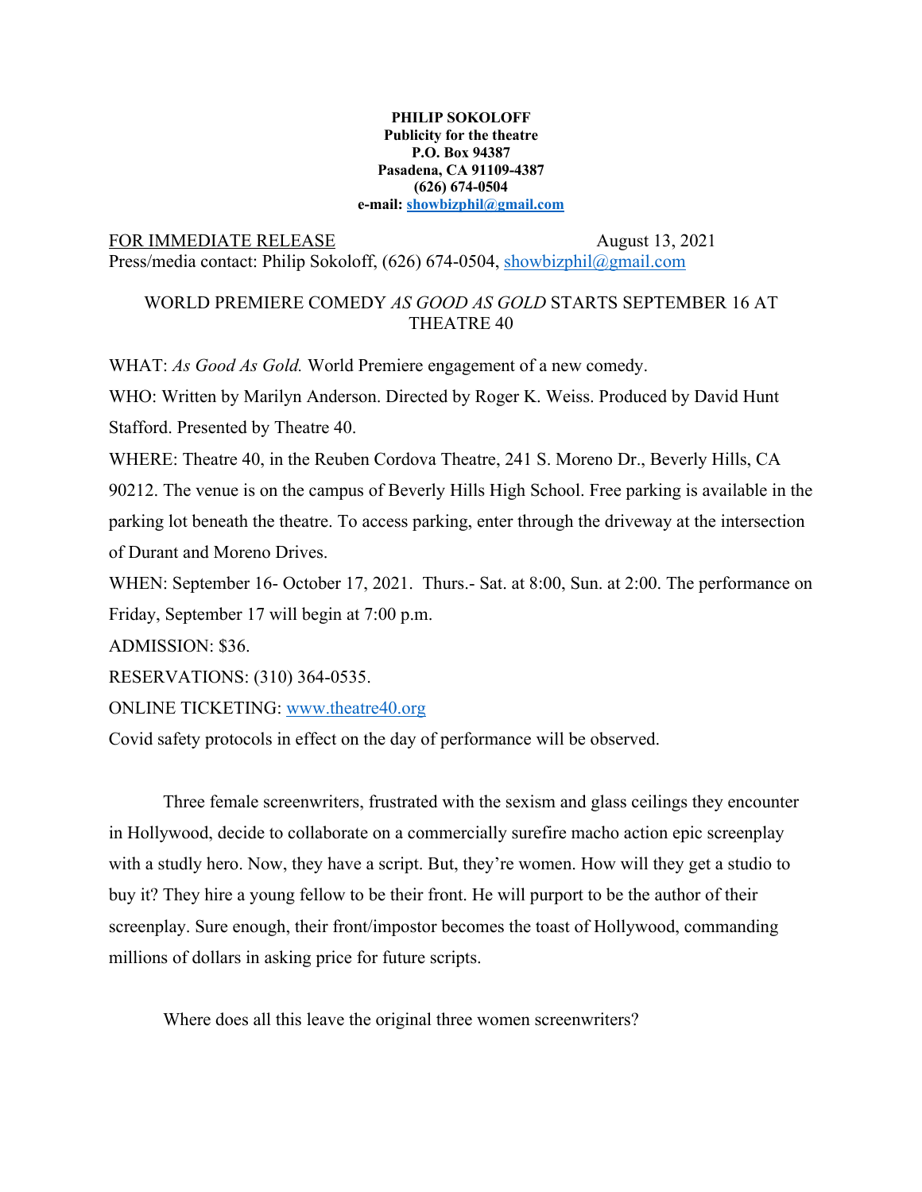**PHILIP SOKOLOFF**
**Publicity for the theatre**
**P.O. Box 94387**
**Pasadena, CA 91109-4387**
**(626) 674-0504**
**e-mail: showbizphil@gmail.com**

FOR IMMEDIATE RELEASE — August 13, 2021

Press/media contact: Philip Sokoloff, (626) 674-0504, showbizphil@gmail.com

WORLD PREMIERE COMEDY *AS GOOD AS GOLD* STARTS SEPTEMBER 16 AT THEATRE 40

WHAT: *As Good As Gold.* World Premiere engagement of a new comedy.

WHO: Written by Marilyn Anderson. Directed by Roger K. Weiss. Produced by David Hunt Stafford. Presented by Theatre 40.

WHERE: Theatre 40, in the Reuben Cordova Theatre, 241 S. Moreno Dr., Beverly Hills, CA 90212. The venue is on the campus of Beverly Hills High School. Free parking is available in the parking lot beneath the theatre. To access parking, enter through the driveway at the intersection of Durant and Moreno Drives.

WHEN: September 16- October 17, 2021. Thurs.- Sat. at 8:00, Sun. at 2:00. The performance on Friday, September 17 will begin at 7:00 p.m.

ADMISSION: $36.

RESERVATIONS: (310) 364-0535.

ONLINE TICKETING: www.theatre40.org

Covid safety protocols in effect on the day of performance will be observed.

Three female screenwriters, frustrated with the sexism and glass ceilings they encounter in Hollywood, decide to collaborate on a commercially surefire macho action epic screenplay with a studly hero. Now, they have a script. But, they're women. How will they get a studio to buy it? They hire a young fellow to be their front. He will purport to be the author of their screenplay. Sure enough, their front/impostor becomes the toast of Hollywood, commanding millions of dollars in asking price for future scripts.

Where does all this leave the original three women screenwriters?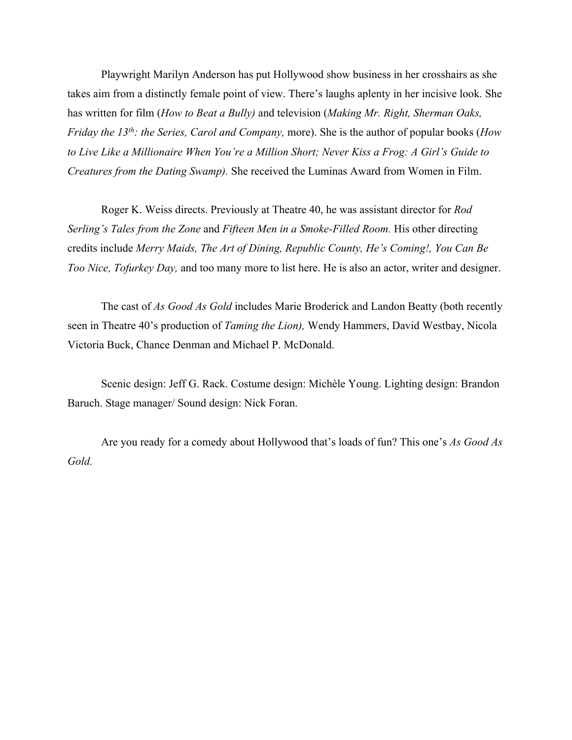Playwright Marilyn Anderson has put Hollywood show business in her crosshairs as she takes aim from a distinctly female point of view. There's laughs aplenty in her incisive look. She has written for film (*How to Beat a Bully)* and television (*Making Mr. Right, Sherman Oaks, Friday the 13th: the Series, Carol and Company,* more). She is the author of popular books (*How to Live Like a Millionaire When You're a Million Short; Never Kiss a Frog: A Girl's Guide to Creatures from the Dating Swamp).* She received the Luminas Award from Women in Film.

Roger K. Weiss directs. Previously at Theatre 40, he was assistant director for *Rod Serling's Tales from the Zone* and *Fifteen Men in a Smoke-Filled Room.* His other directing credits include *Merry Maids, The Art of Dining, Republic County, He's Coming!, You Can Be Too Nice, Tofurkey Day,* and too many more to list here. He is also an actor, writer and designer.

The cast of *As Good As Gold* includes Marie Broderick and Landon Beatty (both recently seen in Theatre 40's production of *Taming the Lion),* Wendy Hammers, David Westbay, Nicola Victoria Buck, Chance Denman and Michael P. McDonald.

Scenic design: Jeff G. Rack. Costume design: Michèle Young. Lighting design: Brandon Baruch. Stage manager/ Sound design: Nick Foran.

Are you ready for a comedy about Hollywood that's loads of fun? This one's *As Good As Gold.*